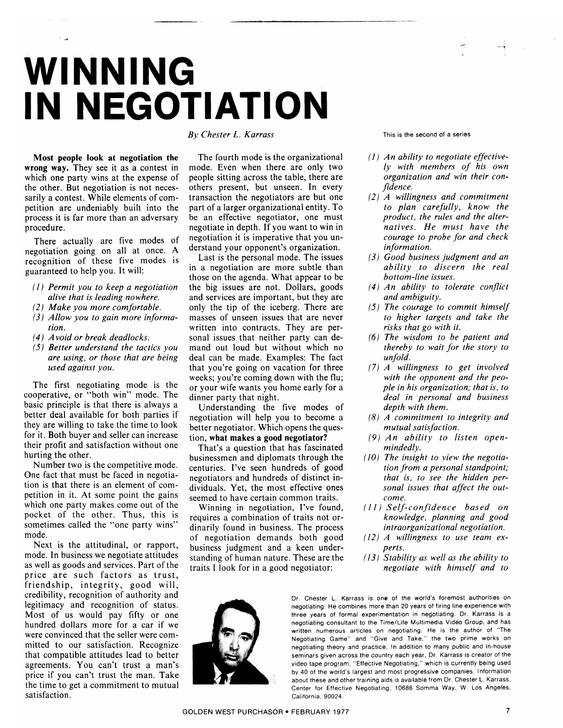# WINNING IN NEGOTIATION

*By Chester L. Karrass*

This is the second of a series

**Most people look at negotiation the wrong way.** They see it as a contest in which one party wins at the expense of the other. But negotiation is not necessarily a contest. While elements of competition are undeniably built into the process it is far more than an adversary procedure.

There actually are five modes of negotiation going on all at once. A recognition of these five modes is guaranteed to help you. It will:

*(1) Permit you to keep a negotiation alive that is leading nowhere.*
*(2) Make you more comfortable.*
*(3) Allow you to gain more information.*
*(4) Avoid or break deadlocks.*
*(5) Better understand the tactics you are using, or those that are being used against you.*

The first negotiating mode is the cooperative, or "both win" mode. The basic principle is that there is always a better deal available for both parties if they are willing to take the time to look for it. Both buyer and seller can increase their profit and satisfaction without one hurting the other.

Number two is the competitive mode. One fact that must be faced in negotiation is that there is an element of competition in it. At some point the gains which one party makes come out of the pocket of the other. Thus, this is sometimes called the "one party wins" mode.

Next is the attitudinal, or rapport, mode. In business we negotiate attitudes as well as goods and services. Part of the price are such factors as trust, friendship, integrity, good will, credibility, recognition of authority and legitimacy and recognition of status. Most of us would pay fifty or one hundred dollars more for a car if we were convinced that the seller were committed to our satisfaction. Recognize that compatible attitudes lead to better agreements. You can't trust a man's price if you can't trust the man. Take the time to get a commitment to mutual satisfaction.

The fourth mode is the organizational mode. Even when there are only two people sitting across the table, there are others present, but unseen. In every transaction the negotiators are but one part of a larger organizational entity. To be an effective negotiator, one must negotiate in depth. If you want to win in negotiation it is imperative that you understand your opponent's organization.

Last is the personal mode. The issues in a negotiation are more subtle than those on the agenda. What appear to be the big issues are not. Dollars, goods and services are important, but they are only the tip of the iceberg. There are masses of unseen issues that are never written into contracts. They are personal issues that neither party can demand out loud but without which no deal can be made. Examples: The fact that you're going on vacation for three weeks; you're coming down with the flu; or your wife wants you home early for a dinner party that night.

Understanding the five modes of negotiation will help you to become a better negotiator. Which opens the question, **what makes a good negotiator?**

That's a question that has fascinated businessmen and diplomats through the centuries. I've seen hundreds of good negotiators and hundreds of distinct individuals. Yet, the most effective ones seemed to have certain common traits.

Winning in negotiation, I've found, requires a combination of traits not ordinarily found in business. The process of negotiation demands both good business judgment and a keen understanding of human nature. These are the traits I look for in a good negotiator:

*(1) An ability to negotiate effectively with members of his own organization and win their confidence.*
*(2) A willingness and commitment to plan carefully, know the product, the rules and the alternatives. He must have the courage to probe for and check information.*
*(3) Good business judgment and an ability to discern the real bottom-line issues.*
*(4) An ability to tolerate conflict and ambiguity.*
*(5) The courage to commit himself to higher targets and take the risks that go with it.*
*(6) The wisdom to be patient and thereby to wait for the story to unfold.*
*(7) A willingness to get involved with the opponent and the people in his organization; that is, to deal in personal and business depth with them.*
*(8) A commitment to integrity and mutual satisfaction.*
*(9) An ability to listen open-mindedly.*
*(10) The insight to view the negotiation from a personal standpoint; that is, to see the hidden personal issues that affect the outcome.*
*(11) Self-confidence based on knowledge, planning and good intraorganizational negotiation.*
*(12) A willingness to use team experts.*
*(13) Stability as well as the ability to negotiate with himself and to*

Dr. Chester L. Karrass is one of the world's foremost authorities on negotiating. He combines more than 20 years of firing line experience with three years of formal experimentation in negotiating. Dr. Karrass is a negotiating consultant to the Time/Life Multimedia Video Group, and has written numerous articles on negotiating. He is the author of "The Negotiating Game" and "Give and Take," the two prime works on negotiating theory and practice. In addition to many public and in-house seminars given across the country each year, Dr. Karrass is creator of the video tape program, "Effective Negotiating," which is currently being used by 40 of the world's largest and most progressive companies. Information about these and other training aids is available from Dr. Chester L. Karrass, Center for Effective Negotiating, 10686 Somma Way, W. Los Angeles, California, 90024.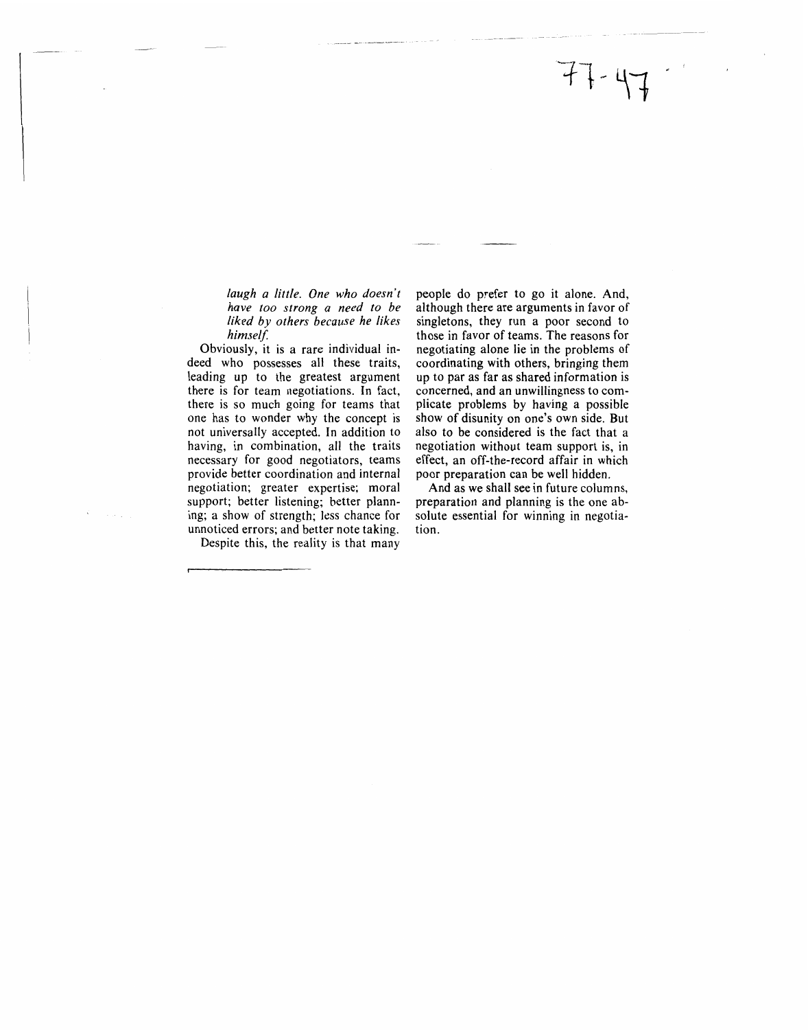*laugh a little. One who doesn't have too strong a need to be liked by others because he likes himself.*

Obviously, it is a rare individual indeed who possesses all these traits, leading up to the greatest argument there is for team negotiations. In fact, there is so much going for teams that one has to wonder why the concept is not universally accepted. In addition to having, in combination, all the traits necessary for good negotiators, teams provide better coordination and internal negotiation; greater expertise; moral support; better listening; better planning; a show of strength; less chance for unnoticed errors; and better note taking.

Despite this, the reality is that many people do prefer to go it alone. And, although there are arguments in favor of singletons, they run a poor second to those in favor of teams. The reasons for negotiating alone lie in the problems of coordinating with others, bringing them up to par as far as shared information is concerned, and an unwillingness to complicate problems by having a possible show of disunity on one's own side. But also to be considered is the fact that a negotiation without team support is, in effect, an off-the-record affair in which poor preparation can be well hidden.

And as we shall see in future columns, preparation and planning is the one absolute essential for winning in negotiation.